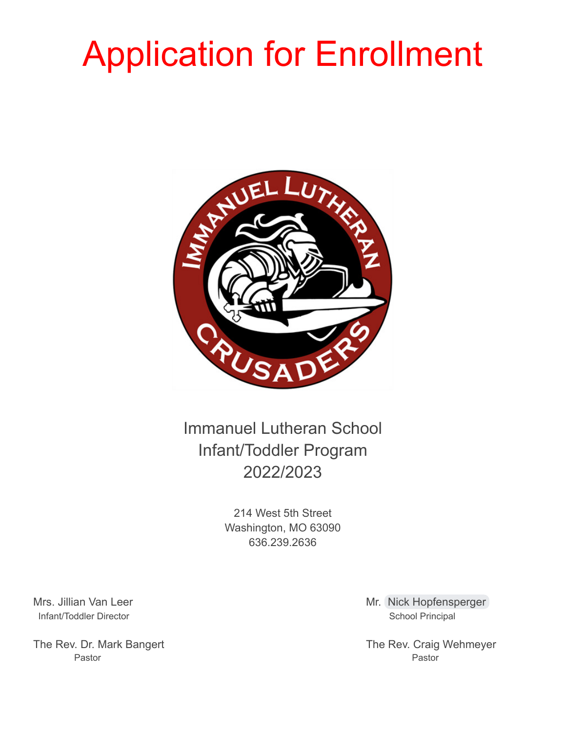# Application for Enrollment

Immanuel Lutheran School
Infant/Toddler Program
2022/2023

214 West 5th Street
Washington, MO 63090
636.239.2636

Mrs. Jillian Van Leer
Infant/Toddler Director

Mr. Nick Hopfensperger
School Principal

The Rev. Dr. Mark Bangert
Pastor

The Rev. Craig Wehmeyer
Pastor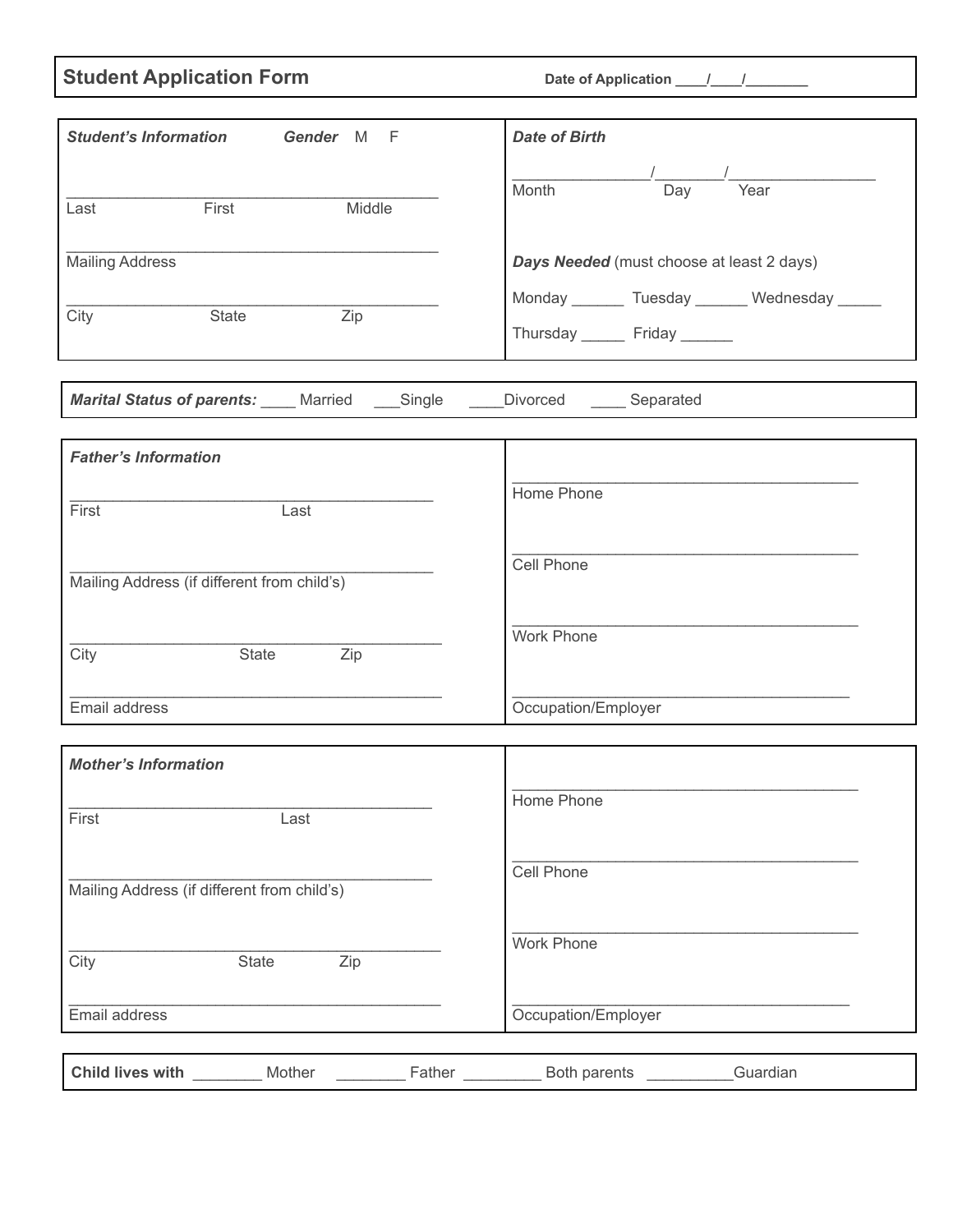## Student Application Form

Date of Application ____/____/________

| ***Student's Information*** **Gender** M F | ***Date of Birth*** |
|---|---|
| __________________________________________ | ________________/________/_________________ |
| Last First Middle | Month Day Year |
| __________________________________________ | |
| Mailing Address | ***Days Needed*** (must choose at least 2 days) |
| __________________________________________ | Monday ______ Tuesday ______ Wednesday _____ |
| City State Zip | Thursday _____ Friday ______ |

***Marital Status of parents:*** ____ Married ___Single ____Divorced ____ Separated

| ***Father's Information*** | |
|---|---|
| __________________________________________ | __________________________________________ |
| First Last | Home Phone |
| __________________________________________ | __________________________________________ |
| Mailing Address (if different from child's) | Cell Phone |
| __________________________________________ | __________________________________________ |
| City State Zip | Work Phone |
| __________________________________________ | __________________________________________ |
| Email address | Occupation/Employer |

| ***Mother's Information*** | |
|---|---|
| __________________________________________ | __________________________________________ |
| First Last | Home Phone |
| __________________________________________ | __________________________________________ |
| Mailing Address (if different from child's) | Cell Phone |
| __________________________________________ | __________________________________________ |
| City State Zip | Work Phone |
| __________________________________________ | __________________________________________ |
| Email address | Occupation/Employer |

**Child lives with** ________ Mother ________ Father _________ Both parents __________Guardian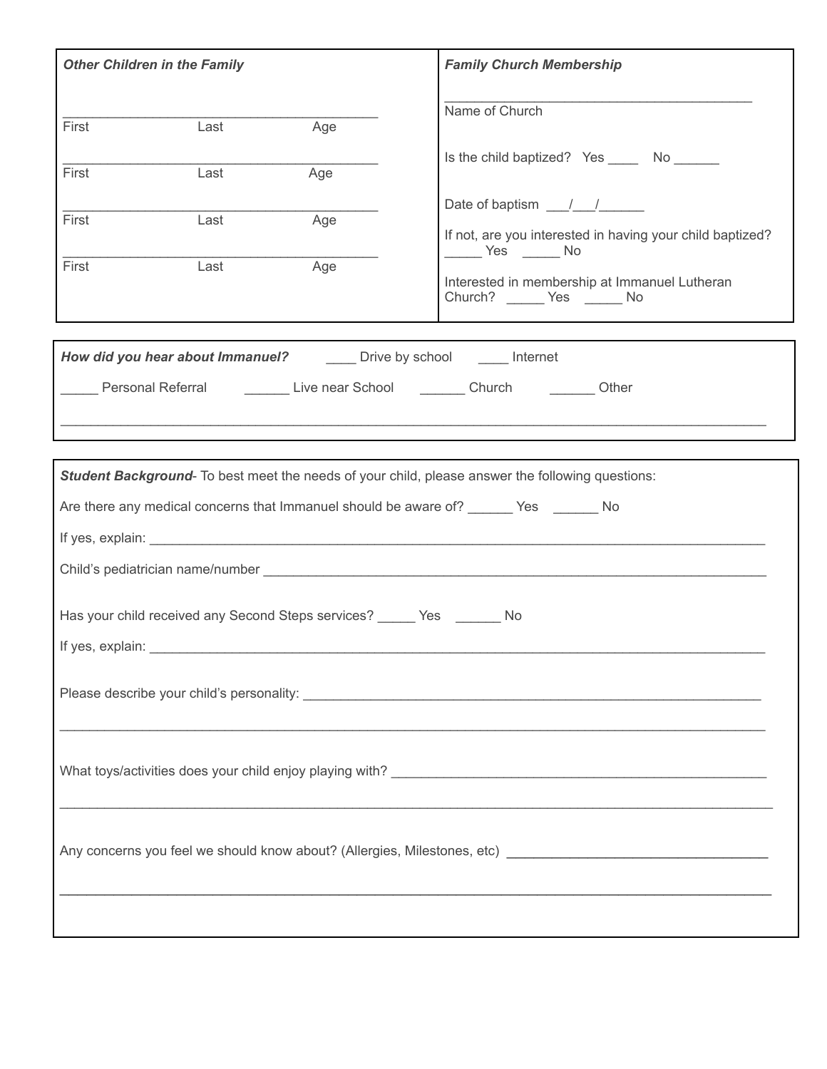***Other Children in the Family***

\_\_\_\_\_\_\_\_\_\_\_\_\_\_\_\_\_\_\_\_\_\_\_\_\_\_\_\_\_\_\_\_\_\_\_\_\_\_\_\_
First Last Age

\_\_\_\_\_\_\_\_\_\_\_\_\_\_\_\_\_\_\_\_\_\_\_\_\_\_\_\_\_\_\_\_\_\_\_\_\_\_\_\_
First Last Age

\_\_\_\_\_\_\_\_\_\_\_\_\_\_\_\_\_\_\_\_\_\_\_\_\_\_\_\_\_\_\_\_\_\_\_\_\_\_\_\_
First Last Age

\_\_\_\_\_\_\_\_\_\_\_\_\_\_\_\_\_\_\_\_\_\_\_\_\_\_\_\_\_\_\_\_\_\_\_\_\_\_\_\_
First Last Age

***Family Church Membership***

\_\_\_\_\_\_\_\_\_\_\_\_\_\_\_\_\_\_\_\_\_\_\_\_\_\_\_\_\_\_\_\_\_\_\_\_\_\_\_\_
Name of Church

Is the child baptized? Yes \_\_\_\_ No \_\_\_\_\_\_

Date of baptism \_\_\_/\_\_\_/\_\_\_\_\_\_

If not, are you interested in having your child baptized? \_\_\_\_\_ Yes \_\_\_\_\_ No

Interested in membership at Immanuel Lutheran Church? \_\_\_\_\_ Yes \_\_\_\_\_ No

***How did you hear about Immanuel?*** \_\_\_\_ Drive by school \_\_\_\_ Internet

\_\_\_\_\_ Personal Referral \_\_\_\_\_\_ Live near School \_\_\_\_\_\_ Church \_\_\_\_\_\_ Other

\_\_\_\_\_\_\_\_\_\_\_\_\_\_\_\_\_\_\_\_\_\_\_\_\_\_\_\_\_\_\_\_\_\_\_\_\_\_\_\_\_\_\_\_\_\_\_\_\_\_\_\_\_\_\_\_\_\_\_\_\_\_\_\_\_\_\_\_\_\_\_\_\_\_\_\_\_\_\_\_\_\_\_\_\_\_\_\_\_\_

***Student Background***- To best meet the needs of your child, please answer the following questions:

Are there any medical concerns that Immanuel should be aware of? \_\_\_\_\_\_ Yes \_\_\_\_\_\_ No

If yes, explain: \_\_\_\_\_\_\_\_\_\_\_\_\_\_\_\_\_\_\_\_\_\_\_\_\_\_\_\_\_\_\_\_\_\_\_\_\_\_\_\_\_\_\_\_\_\_\_\_\_\_\_\_\_\_\_\_\_\_\_\_\_\_\_\_\_\_\_\_\_\_\_\_\_\_

Child's pediatrician name/number \_\_\_\_\_\_\_\_\_\_\_\_\_\_\_\_\_\_\_\_\_\_\_\_\_\_\_\_\_\_\_\_\_\_\_\_\_\_\_\_\_\_\_\_\_\_\_\_\_\_\_\_\_\_\_\_\_\_

Has your child received any Second Steps services? \_\_\_\_\_ Yes \_\_\_\_\_\_ No

If yes, explain: \_\_\_\_\_\_\_\_\_\_\_\_\_\_\_\_\_\_\_\_\_\_\_\_\_\_\_\_\_\_\_\_\_\_\_\_\_\_\_\_\_\_\_\_\_\_\_\_\_\_\_\_\_\_\_\_\_\_\_\_\_\_\_\_\_\_\_\_\_\_\_\_\_\_

Please describe your child's personality: \_\_\_\_\_\_\_\_\_\_\_\_\_\_\_\_\_\_\_\_\_\_\_\_\_\_\_\_\_\_\_\_\_\_\_\_\_\_\_\_\_\_\_\_\_\_\_\_\_\_\_\_

\_\_\_\_\_\_\_\_\_\_\_\_\_\_\_\_\_\_\_\_\_\_\_\_\_\_\_\_\_\_\_\_\_\_\_\_\_\_\_\_\_\_\_\_\_\_\_\_\_\_\_\_\_\_\_\_\_\_\_\_\_\_\_\_\_\_\_\_\_\_\_\_\_\_\_\_\_\_\_\_\_\_\_\_\_\_\_\_\_\_

What toys/activities does your child enjoy playing with? \_\_\_\_\_\_\_\_\_\_\_\_\_\_\_\_\_\_\_\_\_\_\_\_\_\_\_\_\_\_\_\_\_\_\_\_\_\_\_\_\_\_

\_\_\_\_\_\_\_\_\_\_\_\_\_\_\_\_\_\_\_\_\_\_\_\_\_\_\_\_\_\_\_\_\_\_\_\_\_\_\_\_\_\_\_\_\_\_\_\_\_\_\_\_\_\_\_\_\_\_\_\_\_\_\_\_\_\_\_\_\_\_\_\_\_\_\_\_\_\_\_\_\_\_\_\_\_\_\_\_\_\_

Any concerns you feel we should know about? (Allergies, Milestones, etc) \_\_\_\_\_\_\_\_\_\_\_\_\_\_\_\_\_\_\_\_\_\_\_\_\_\_\_\_\_\_

\_\_\_\_\_\_\_\_\_\_\_\_\_\_\_\_\_\_\_\_\_\_\_\_\_\_\_\_\_\_\_\_\_\_\_\_\_\_\_\_\_\_\_\_\_\_\_\_\_\_\_\_\_\_\_\_\_\_\_\_\_\_\_\_\_\_\_\_\_\_\_\_\_\_\_\_\_\_\_\_\_\_\_\_\_\_\_\_\_\_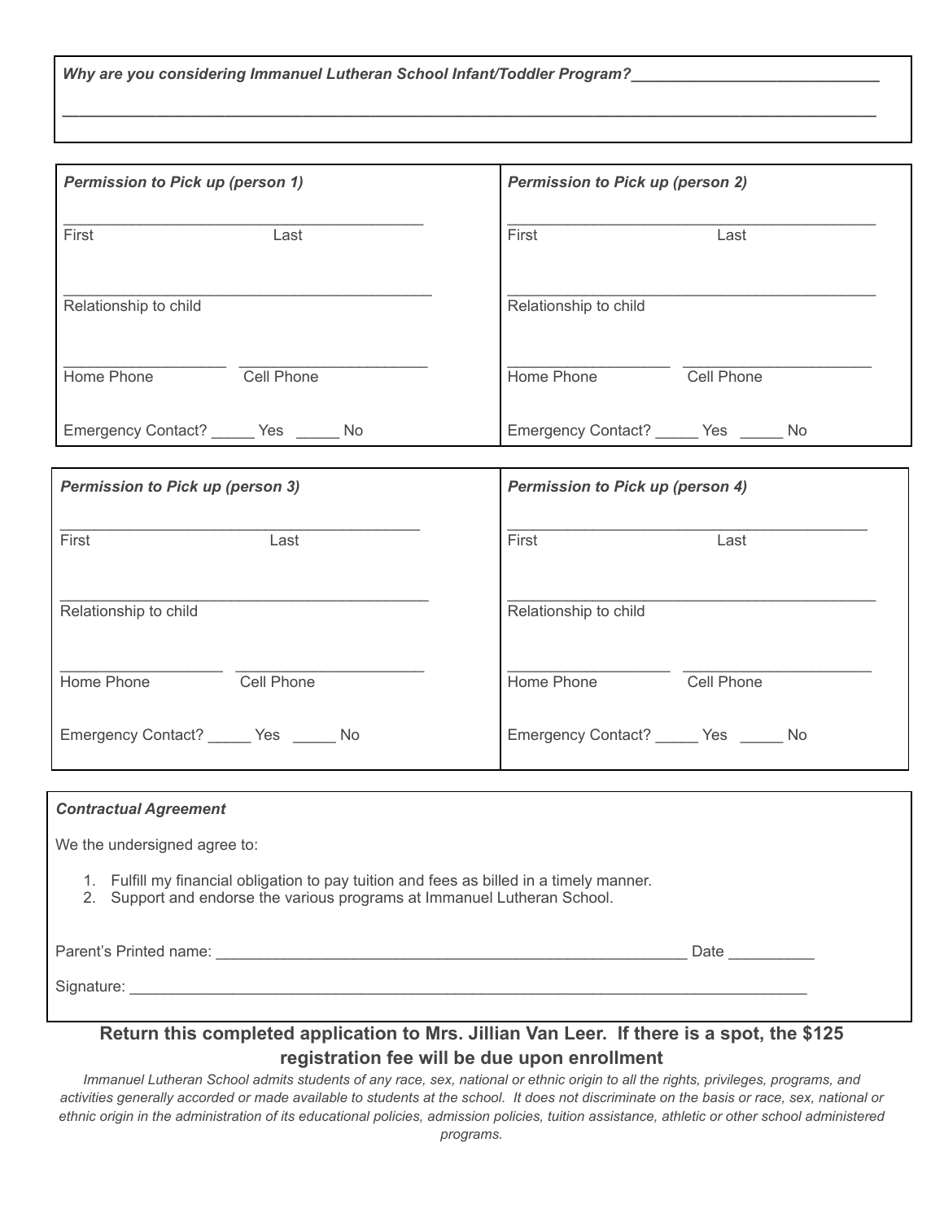***Why are you considering Immanuel Lutheran School Infant/Toddler Program?*** ______________________________

______________________________________________________________________________________

***Permission to Pick up (person 1)***

______________________________________________
First Last

______________________________________________
Relationship to child

____________________ ______________________
Home Phone Cell Phone

Emergency Contact? _____ Yes _____ No

***Permission to Pick up (person 2)***

______________________________________________
First Last

______________________________________________
Relationship to child

____________________ ______________________
Home Phone Cell Phone

Emergency Contact? _____ Yes _____ No

***Permission to Pick up (person 3)***

______________________________________________
First Last

______________________________________________
Relationship to child

____________________ ______________________
Home Phone Cell Phone

Emergency Contact? _____ Yes _____ No

***Permission to Pick up (person 4)***

______________________________________________
First Last

______________________________________________
Relationship to child

____________________ ______________________
Home Phone Cell Phone

Emergency Contact? _____ Yes _____ No

***Contractual Agreement***

We the undersigned agree to:

1. Fulfill my financial obligation to pay tuition and fees as billed in a timely manner.
2. Support and endorse the various programs at Immanuel Lutheran School.

Parent's Printed name: _________________________________________________________ Date __________

Signature: ____________________________________________________________________________________

**Return this completed application to Mrs. Jillian Van Leer. If there is a spot, the $125 registration fee will be due upon enrollment**

*Immanuel Lutheran School admits students of any race, sex, national or ethnic origin to all the rights, privileges, programs, and activities generally accorded or made available to students at the school. It does not discriminate on the basis or race, sex, national or ethnic origin in the administration of its educational policies, admission policies, tuition assistance, athletic or other school administered programs.*